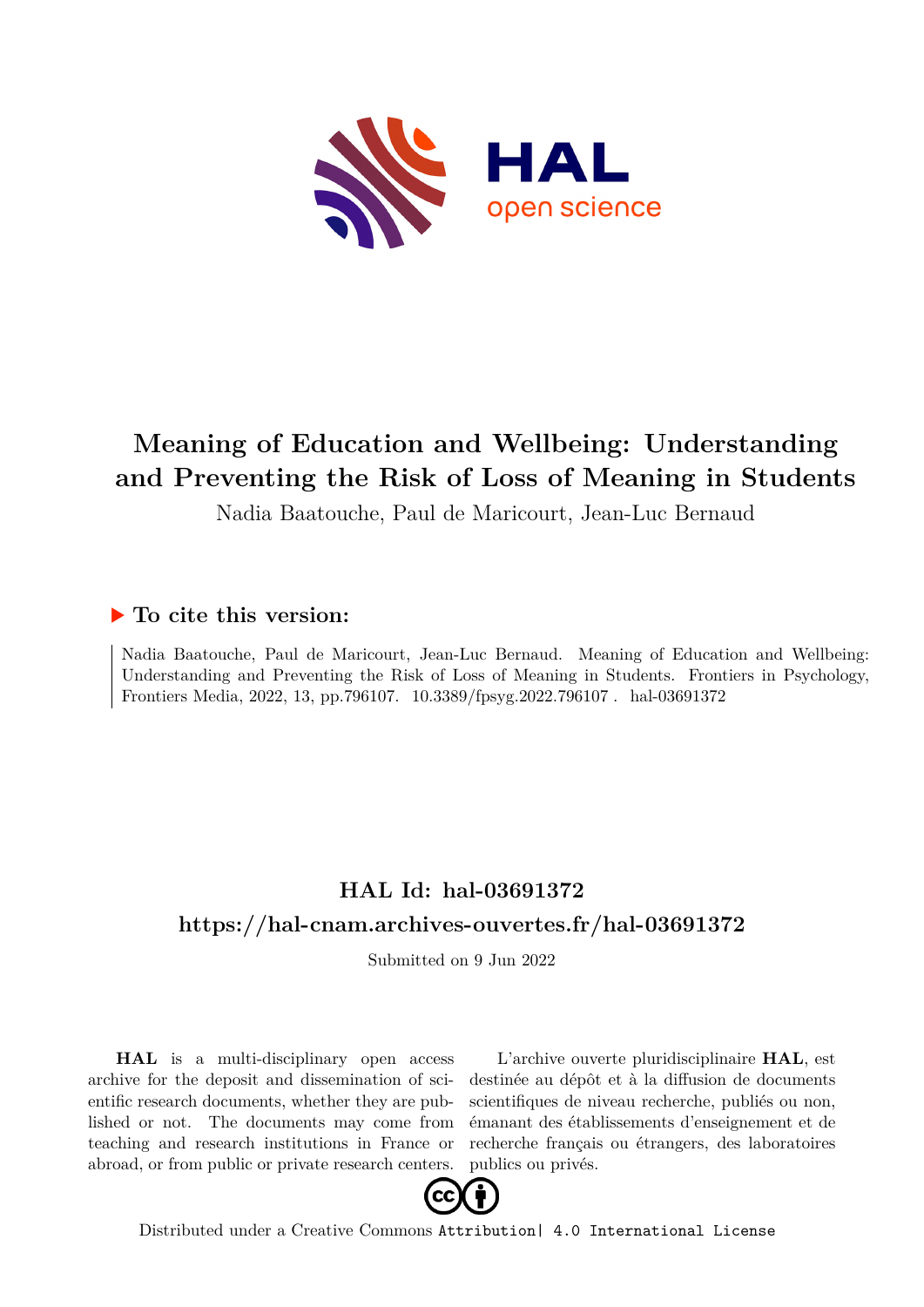# Meaning of Education and Wellbeing: Understanding and Preventing the Risk of Loss of Meaning in Students

Nadia Baatouche, Paul de Maricourt, Jean-Luc Bernaud

## ▶ To cite this version:

Nadia Baatouche, Paul de Maricourt, Jean-Luc Bernaud. Meaning of Education and Wellbeing: Understanding and Preventing the Risk of Loss of Meaning in Students. Frontiers in Psychology, Frontiers Media, 2022, 13, pp.796107. 10.3389/fpsyg.2022.796107 . hal-03691372

## HAL Id: hal-03691372

## https://hal-cnam.archives-ouvertes.fr/hal-03691372

Submitted on 9 Jun 2022

**HAL** is a multi-disciplinary open access archive for the deposit and dissemination of scientific research documents, whether they are published or not. The documents may come from teaching and research institutions in France or abroad, or from public or private research centers.

L'archive ouverte pluridisciplinaire **HAL**, est destinée au dépôt et à la diffusion de documents scientifiques de niveau recherche, publiés ou non, émanant des établissements d'enseignement et de recherche français ou étrangers, des laboratoires publics ou privés.

Distributed under a Creative Commons Attribution| 4.0 International License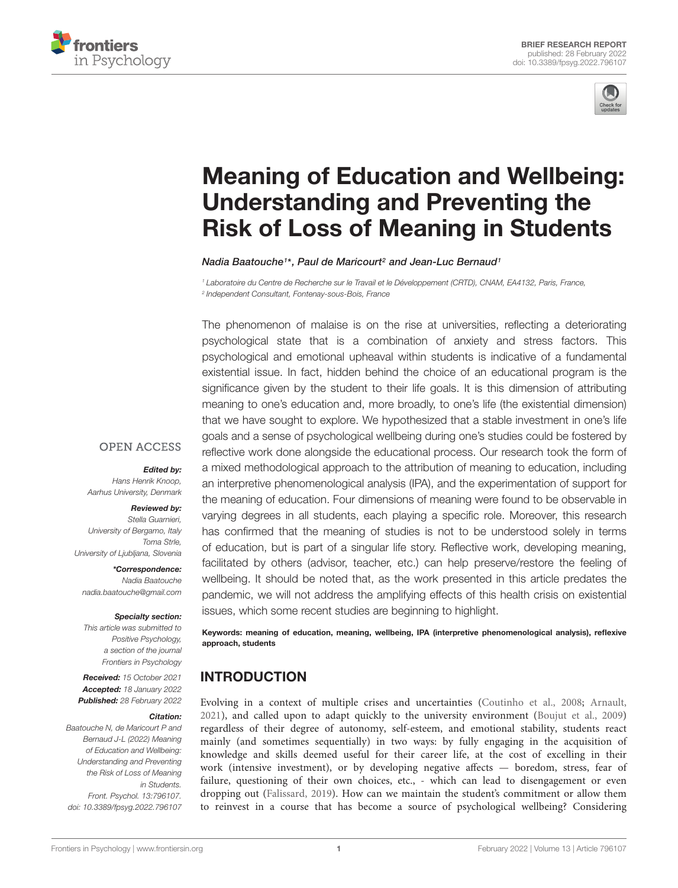# Meaning of Education and Wellbeing: Understanding and Preventing the Risk of Loss of Meaning in Students

*Nadia Baatouche[1]\*, Paul de Maricourt[2] and Jean-Luc Bernaud[1]*

[1] *Laboratoire du Centre de Recherche sur le Travail et le Développement (CRTD), CNAM, EA4132, Paris, France,*
[2] *Independent Consultant, Fontenay-sous-Bois, France*

OPEN ACCESS

***Edited by:***
Hans Henrik Knoop,
Aarhus University, Denmark

***Reviewed by:***
Stella Guarnieri,
University of Bergamo, Italy
Toma Strle,
University of Ljubljana, Slovenia

***\*Correspondence:***
Nadia Baatouche
nadia.baatouche@gmail.com

***Specialty section:***
This article was submitted to Positive Psychology, a section of the journal Frontiers in Psychology

***Received:*** 15 October 2021
***Accepted:*** 18 January 2022
***Published:*** 28 February 2022

***Citation:***
Baatouche N, de Maricourt P and Bernaud J-L (2022) Meaning of Education and Wellbeing: Understanding and Preventing the Risk of Loss of Meaning in Students. Front. Psychol. 13:796107. doi: 10.3389/fpsyg.2022.796107

The phenomenon of malaise is on the rise at universities, reflecting a deteriorating psychological state that is a combination of anxiety and stress factors. This psychological and emotional upheaval within students is indicative of a fundamental existential issue. In fact, hidden behind the choice of an educational program is the significance given by the student to their life goals. It is this dimension of attributing meaning to one's education and, more broadly, to one's life (the existential dimension) that we have sought to explore. We hypothesized that a stable investment in one's life goals and a sense of psychological wellbeing during one's studies could be fostered by reflective work done alongside the educational process. Our research took the form of a mixed methodological approach to the attribution of meaning to education, including an interpretive phenomenological analysis (IPA), and the experimentation of support for the meaning of education. Four dimensions of meaning were found to be observable in varying degrees in all students, each playing a specific role. Moreover, this research has confirmed that the meaning of studies is not to be understood solely in terms of education, but is part of a singular life story. Reflective work, developing meaning, facilitated by others (advisor, teacher, etc.) can help preserve/restore the feeling of wellbeing. It should be noted that, as the work presented in this article predates the pandemic, we will not address the amplifying effects of this health crisis on existential issues, which some recent studies are beginning to highlight.

**Keywords: meaning of education, meaning, wellbeing, IPA (interpretive phenomenological analysis), reflexive approach, students**

## INTRODUCTION

Evolving in a context of multiple crises and uncertainties (Coutinho et al., 2008; Arnault, 2021), and called upon to adapt quickly to the university environment (Boujut et al., 2009) regardless of their degree of autonomy, self-esteem, and emotional stability, students react mainly (and sometimes sequentially) in two ways: by fully engaging in the acquisition of knowledge and skills deemed useful for their career life, at the cost of excelling in their work (intensive investment), or by developing negative affects — boredom, stress, fear of failure, questioning of their own choices, etc., - which can lead to disengagement or even dropping out (Falissard, 2019). How can we maintain the student's commitment or allow them to reinvest in a course that has become a source of psychological wellbeing? Considering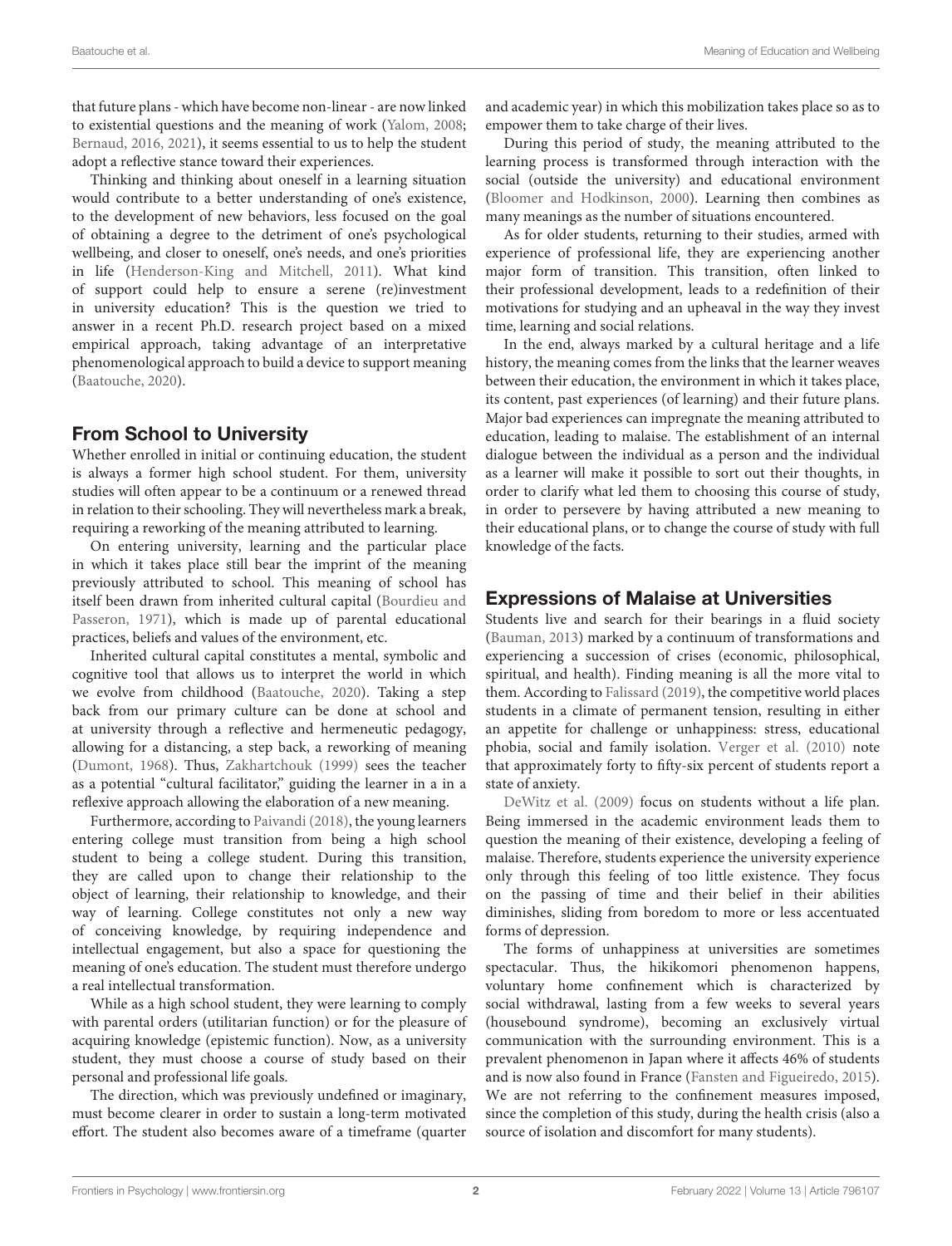that future plans - which have become non-linear - are now linked to existential questions and the meaning of work (Yalom, 2008; Bernaud, 2016, 2021), it seems essential to us to help the student adopt a reflective stance toward their experiences.

Thinking and thinking about oneself in a learning situation would contribute to a better understanding of one's existence, to the development of new behaviors, less focused on the goal of obtaining a degree to the detriment of one's psychological wellbeing, and closer to oneself, one's needs, and one's priorities in life (Henderson-King and Mitchell, 2011). What kind of support could help to ensure a serene (re)investment in university education? This is the question we tried to answer in a recent Ph.D. research project based on a mixed empirical approach, taking advantage of an interpretative phenomenological approach to build a device to support meaning (Baatouche, 2020).

## From School to University

Whether enrolled in initial or continuing education, the student is always a former high school student. For them, university studies will often appear to be a continuum or a renewed thread in relation to their schooling. They will nevertheless mark a break, requiring a reworking of the meaning attributed to learning.

On entering university, learning and the particular place in which it takes place still bear the imprint of the meaning previously attributed to school. This meaning of school has itself been drawn from inherited cultural capital (Bourdieu and Passeron, 1971), which is made up of parental educational practices, beliefs and values of the environment, etc.

Inherited cultural capital constitutes a mental, symbolic and cognitive tool that allows us to interpret the world in which we evolve from childhood (Baatouche, 2020). Taking a step back from our primary culture can be done at school and at university through a reflective and hermeneutic pedagogy, allowing for a distancing, a step back, a reworking of meaning (Dumont, 1968). Thus, Zakhartchouk (1999) sees the teacher as a potential "cultural facilitator," guiding the learner in a in a reflexive approach allowing the elaboration of a new meaning.

Furthermore, according to Paivandi (2018), the young learners entering college must transition from being a high school student to being a college student. During this transition, they are called upon to change their relationship to the object of learning, their relationship to knowledge, and their way of learning. College constitutes not only a new way of conceiving knowledge, by requiring independence and intellectual engagement, but also a space for questioning the meaning of one's education. The student must therefore undergo a real intellectual transformation.

While as a high school student, they were learning to comply with parental orders (utilitarian function) or for the pleasure of acquiring knowledge (epistemic function). Now, as a university student, they must choose a course of study based on their personal and professional life goals.

The direction, which was previously undefined or imaginary, must become clearer in order to sustain a long-term motivated effort. The student also becomes aware of a timeframe (quarter and academic year) in which this mobilization takes place so as to empower them to take charge of their lives.

During this period of study, the meaning attributed to the learning process is transformed through interaction with the social (outside the university) and educational environment (Bloomer and Hodkinson, 2000). Learning then combines as many meanings as the number of situations encountered.

As for older students, returning to their studies, armed with experience of professional life, they are experiencing another major form of transition. This transition, often linked to their professional development, leads to a redefinition of their motivations for studying and an upheaval in the way they invest time, learning and social relations.

In the end, always marked by a cultural heritage and a life history, the meaning comes from the links that the learner weaves between their education, the environment in which it takes place, its content, past experiences (of learning) and their future plans. Major bad experiences can impregnate the meaning attributed to education, leading to malaise. The establishment of an internal dialogue between the individual as a person and the individual as a learner will make it possible to sort out their thoughts, in order to clarify what led them to choosing this course of study, in order to persevere by having attributed a new meaning to their educational plans, or to change the course of study with full knowledge of the facts.

## Expressions of Malaise at Universities

Students live and search for their bearings in a fluid society (Bauman, 2013) marked by a continuum of transformations and experiencing a succession of crises (economic, philosophical, spiritual, and health). Finding meaning is all the more vital to them. According to Falissard (2019), the competitive world places students in a climate of permanent tension, resulting in either an appetite for challenge or unhappiness: stress, educational phobia, social and family isolation. Verger et al. (2010) note that approximately forty to fifty-six percent of students report a state of anxiety.

DeWitz et al. (2009) focus on students without a life plan. Being immersed in the academic environment leads them to question the meaning of their existence, developing a feeling of malaise. Therefore, students experience the university experience only through this feeling of too little existence. They focus on the passing of time and their belief in their abilities diminishes, sliding from boredom to more or less accentuated forms of depression.

The forms of unhappiness at universities are sometimes spectacular. Thus, the hikikomori phenomenon happens, voluntary home confinement which is characterized by social withdrawal, lasting from a few weeks to several years (housebound syndrome), becoming an exclusively virtual communication with the surrounding environment. This is a prevalent phenomenon in Japan where it affects 46% of students and is now also found in France (Fansten and Figueiredo, 2015). We are not referring to the confinement measures imposed, since the completion of this study, during the health crisis (also a source of isolation and discomfort for many students).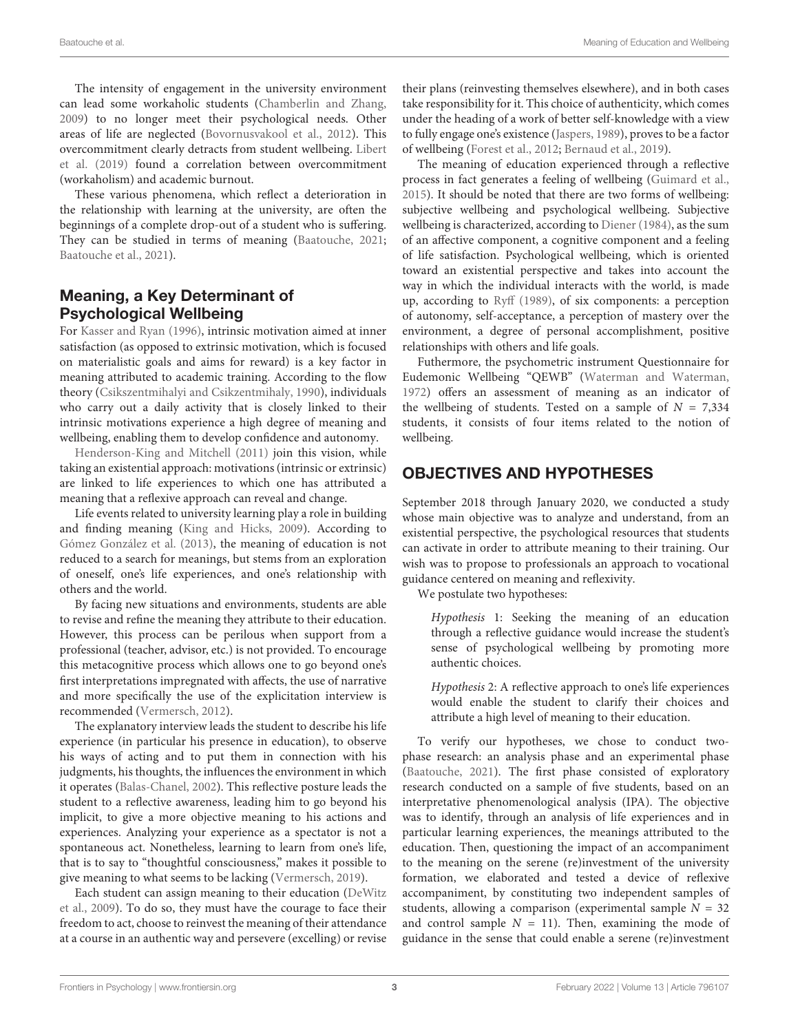The intensity of engagement in the university environment can lead some workaholic students (Chamberlin and Zhang, 2009) to no longer meet their psychological needs. Other areas of life are neglected (Bovornusvakool et al., 2012). This overcommitment clearly detracts from student wellbeing. Libert et al. (2019) found a correlation between overcommitment (workaholism) and academic burnout.

These various phenomena, which reflect a deterioration in the relationship with learning at the university, are often the beginnings of a complete drop-out of a student who is suffering. They can be studied in terms of meaning (Baatouche, 2021; Baatouche et al., 2021).

## Meaning, a Key Determinant of Psychological Wellbeing

For Kasser and Ryan (1996), intrinsic motivation aimed at inner satisfaction (as opposed to extrinsic motivation, which is focused on materialistic goals and aims for reward) is a key factor in meaning attributed to academic training. According to the flow theory (Csikszentmihalyi and Csikzentmihaly, 1990), individuals who carry out a daily activity that is closely linked to their intrinsic motivations experience a high degree of meaning and wellbeing, enabling them to develop confidence and autonomy.

Henderson-King and Mitchell (2011) join this vision, while taking an existential approach: motivations (intrinsic or extrinsic) are linked to life experiences to which one has attributed a meaning that a reflexive approach can reveal and change.

Life events related to university learning play a role in building and finding meaning (King and Hicks, 2009). According to Gómez González et al. (2013), the meaning of education is not reduced to a search for meanings, but stems from an exploration of oneself, one's life experiences, and one's relationship with others and the world.

By facing new situations and environments, students are able to revise and refine the meaning they attribute to their education. However, this process can be perilous when support from a professional (teacher, advisor, etc.) is not provided. To encourage this metacognitive process which allows one to go beyond one's first interpretations impregnated with affects, the use of narrative and more specifically the use of the explicitation interview is recommended (Vermersch, 2012).

The explanatory interview leads the student to describe his life experience (in particular his presence in education), to observe his ways of acting and to put them in connection with his judgments, his thoughts, the influences the environment in which it operates (Balas-Chanel, 2002). This reflective posture leads the student to a reflective awareness, leading him to go beyond his implicit, to give a more objective meaning to his actions and experiences. Analyzing your experience as a spectator is not a spontaneous act. Nonetheless, learning to learn from one's life, that is to say to "thoughtful consciousness," makes it possible to give meaning to what seems to be lacking (Vermersch, 2019).

Each student can assign meaning to their education (DeWitz et al., 2009). To do so, they must have the courage to face their freedom to act, choose to reinvest the meaning of their attendance at a course in an authentic way and persevere (excelling) or revise their plans (reinvesting themselves elsewhere), and in both cases take responsibility for it. This choice of authenticity, which comes under the heading of a work of better self-knowledge with a view to fully engage one's existence (Jaspers, 1989), proves to be a factor of wellbeing (Forest et al., 2012; Bernaud et al., 2019).

The meaning of education experienced through a reflective process in fact generates a feeling of wellbeing (Guimard et al., 2015). It should be noted that there are two forms of wellbeing: subjective wellbeing and psychological wellbeing. Subjective wellbeing is characterized, according to Diener (1984), as the sum of an affective component, a cognitive component and a feeling of life satisfaction. Psychological wellbeing, which is oriented toward an existential perspective and takes into account the way in which the individual interacts with the world, is made up, according to Ryff (1989), of six components: a perception of autonomy, self-acceptance, a perception of mastery over the environment, a degree of personal accomplishment, positive relationships with others and life goals.

Futhermore, the psychometric instrument Questionnaire for Eudemonic Wellbeing "QEWB" (Waterman and Waterman, 1972) offers an assessment of meaning as an indicator of the wellbeing of students. Tested on a sample of $N = 7{,}334$ students, it consists of four items related to the notion of wellbeing.

# OBJECTIVES AND HYPOTHESES

September 2018 through January 2020, we conducted a study whose main objective was to analyze and understand, from an existential perspective, the psychological resources that students can activate in order to attribute meaning to their training. Our wish was to propose to professionals an approach to vocational guidance centered on meaning and reflexivity.

We postulate two hypotheses:

> *Hypothesis* 1: Seeking the meaning of an education through a reflective guidance would increase the student's sense of psychological wellbeing by promoting more authentic choices.

> *Hypothesis* 2: A reflective approach to one's life experiences would enable the student to clarify their choices and attribute a high level of meaning to their education.

To verify our hypotheses, we chose to conduct two-phase research: an analysis phase and an experimental phase (Baatouche, 2021). The first phase consisted of exploratory research conducted on a sample of five students, based on an interpretative phenomenological analysis (IPA). The objective was to identify, through an analysis of life experiences and in particular learning experiences, the meanings attributed to the education. Then, questioning the impact of an accompaniment to the meaning on the serene (re)investment of the university formation, we elaborated and tested a device of reflexive accompaniment, by constituting two independent samples of students, allowing a comparison (experimental sample $N = 32$ and control sample $N = 11$). Then, examining the mode of guidance in the sense that could enable a serene (re)investment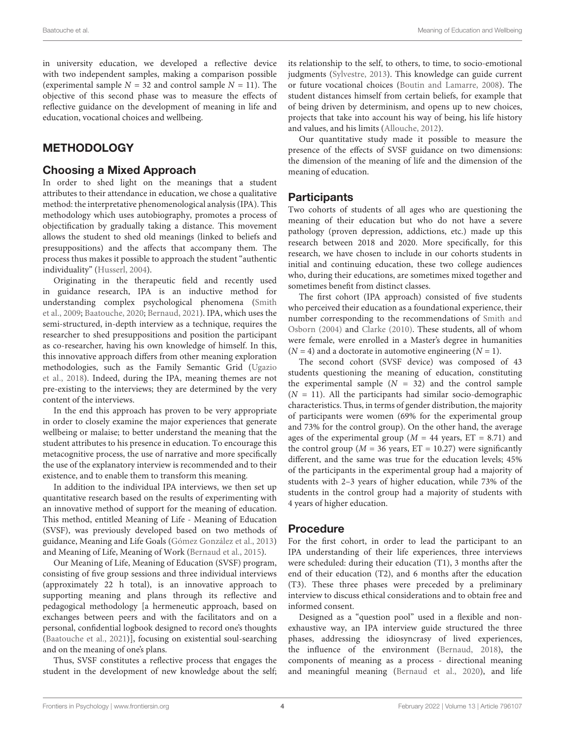in university education, we developed a reflective device with two independent samples, making a comparison possible (experimental sample $N = 32$ and control sample $N = 11$). The objective of this second phase was to measure the effects of reflective guidance on the development of meaning in life and education, vocational choices and wellbeing.

## METHODOLOGY

### Choosing a Mixed Approach

In order to shed light on the meanings that a student attributes to their attendance in education, we chose a qualitative method: the interpretative phenomenological analysis (IPA). This methodology which uses autobiography, promotes a process of objectification by gradually taking a distance. This movement allows the student to shed old meanings (linked to beliefs and presuppositions) and the affects that accompany them. The process thus makes it possible to approach the student "authentic individuality" (Husserl, 2004).

Originating in the therapeutic field and recently used in guidance research, IPA is an inductive method for understanding complex psychological phenomena (Smith et al., 2009; Baatouche, 2020; Bernaud, 2021). IPA, which uses the semi-structured, in-depth interview as a technique, requires the researcher to shed presuppositions and position the participant as co-researcher, having his own knowledge of himself. In this, this innovative approach differs from other meaning exploration methodologies, such as the Family Semantic Grid (Ugazio et al., 2018). Indeed, during the IPA, meaning themes are not pre-existing to the interviews; they are determined by the very content of the interviews.

In the end this approach has proven to be very appropriate in order to closely examine the major experiences that generate wellbeing or malaise; to better understand the meaning that the student attributes to his presence in education. To encourage this metacognitive process, the use of narrative and more specifically the use of the explanatory interview is recommended and to their existence, and to enable them to transform this meaning.

In addition to the individual IPA interviews, we then set up quantitative research based on the results of experimenting with an innovative method of support for the meaning of education. This method, entitled Meaning of Life - Meaning of Education (SVSF), was previously developed based on two methods of guidance, Meaning and Life Goals (Gómez González et al., 2013) and Meaning of Life, Meaning of Work (Bernaud et al., 2015).

Our Meaning of Life, Meaning of Education (SVSF) program, consisting of five group sessions and three individual interviews (approximately 22 h total), is an innovative approach to supporting meaning and plans through its reflective and pedagogical methodology [a hermeneutic approach, based on exchanges between peers and with the facilitators and on a personal, confidential logbook designed to record one's thoughts (Baatouche et al., 2021)], focusing on existential soul-searching and on the meaning of one's plans.

Thus, SVSF constitutes a reflective process that engages the student in the development of new knowledge about the self; its relationship to the self, to others, to time, to socio-emotional judgments (Sylvestre, 2013). This knowledge can guide current or future vocational choices (Boutin and Lamarre, 2008). The student distances himself from certain beliefs, for example that of being driven by determinism, and opens up to new choices, projects that take into account his way of being, his life history and values, and his limits (Allouche, 2012).

Our quantitative study made it possible to measure the presence of the effects of SVSF guidance on two dimensions: the dimension of the meaning of life and the dimension of the meaning of education.

### Participants

Two cohorts of students of all ages who are questioning the meaning of their education but who do not have a severe pathology (proven depression, addictions, etc.) made up this research between 2018 and 2020. More specifically, for this research, we have chosen to include in our cohorts students in initial and continuing education, these two college audiences who, during their educations, are sometimes mixed together and sometimes benefit from distinct classes.

The first cohort (IPA approach) consisted of five students who perceived their education as a foundational experience, their number corresponding to the recommendations of Smith and Osborn (2004) and Clarke (2010). These students, all of whom were female, were enrolled in a Master's degree in humanities ($N = 4$) and a doctorate in automotive engineering ($N = 1$).

The second cohort (SVSF device) was composed of 43 students questioning the meaning of education, constituting the experimental sample ($N = 32$) and the control sample ($N = 11$). All the participants had similar socio-demographic characteristics. Thus, in terms of gender distribution, the majority of participants were women (69% for the experimental group and 73% for the control group). On the other hand, the average ages of the experimental group ($M = 44$ years, ET = 8.71) and the control group ($M = 36$ years, ET = 10.27) were significantly different, and the same was true for the education levels; 45% of the participants in the experimental group had a majority of students with 2–3 years of higher education, while 73% of the students in the control group had a majority of students with 4 years of higher education.

### Procedure

For the first cohort, in order to lead the participant to an IPA understanding of their life experiences, three interviews were scheduled: during their education (T1), 3 months after the end of their education (T2), and 6 months after the education (T3). These three phases were preceded by a preliminary interview to discuss ethical considerations and to obtain free and informed consent.

Designed as a "question pool" used in a flexible and non-exhaustive way, an IPA interview guide structured the three phases, addressing the idiosyncrasy of lived experiences, the influence of the environment (Bernaud, 2018), the components of meaning as a process - directional meaning and meaningful meaning (Bernaud et al., 2020), and life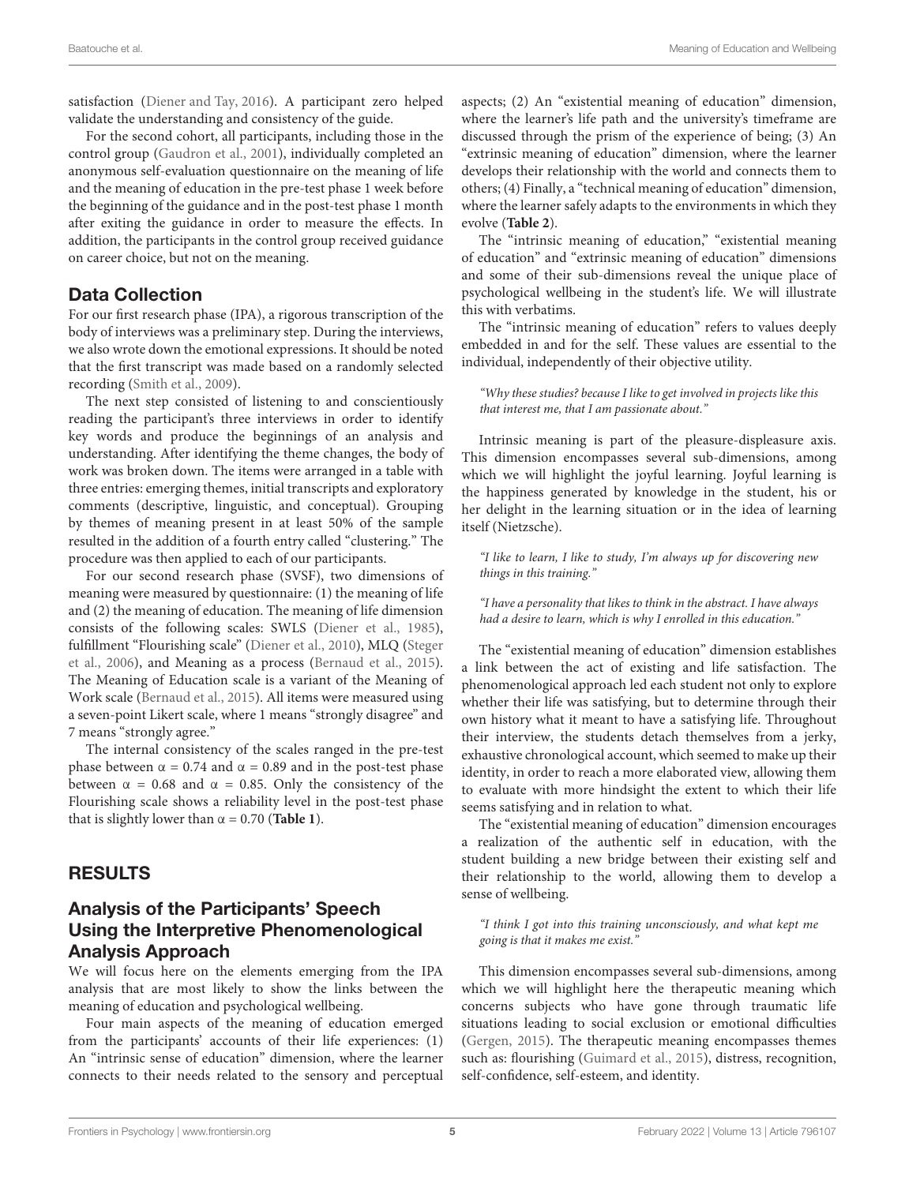satisfaction (Diener and Tay, 2016). A participant zero helped validate the understanding and consistency of the guide.

For the second cohort, all participants, including those in the control group (Gaudron et al., 2001), individually completed an anonymous self-evaluation questionnaire on the meaning of life and the meaning of education in the pre-test phase 1 week before the beginning of the guidance and in the post-test phase 1 month after exiting the guidance in order to measure the effects. In addition, the participants in the control group received guidance on career choice, but not on the meaning.

## Data Collection

For our first research phase (IPA), a rigorous transcription of the body of interviews was a preliminary step. During the interviews, we also wrote down the emotional expressions. It should be noted that the first transcript was made based on a randomly selected recording (Smith et al., 2009).

The next step consisted of listening to and conscientiously reading the participant's three interviews in order to identify key words and produce the beginnings of an analysis and understanding. After identifying the theme changes, the body of work was broken down. The items were arranged in a table with three entries: emerging themes, initial transcripts and exploratory comments (descriptive, linguistic, and conceptual). Grouping by themes of meaning present in at least 50% of the sample resulted in the addition of a fourth entry called "clustering." The procedure was then applied to each of our participants.

For our second research phase (SVSF), two dimensions of meaning were measured by questionnaire: (1) the meaning of life and (2) the meaning of education. The meaning of life dimension consists of the following scales: SWLS (Diener et al., 1985), fulfillment "Flourishing scale" (Diener et al., 2010), MLQ (Steger et al., 2006), and Meaning as a process (Bernaud et al., 2015). The Meaning of Education scale is a variant of the Meaning of Work scale (Bernaud et al., 2015). All items were measured using a seven-point Likert scale, where 1 means "strongly disagree" and 7 means "strongly agree."

The internal consistency of the scales ranged in the pre-test phase between $\alpha = 0.74$ and $\alpha = 0.89$ and in the post-test phase between $\alpha = 0.68$ and $\alpha = 0.85$. Only the consistency of the Flourishing scale shows a reliability level in the post-test phase that is slightly lower than $\alpha = 0.70$ (**Table 1**).

# RESULTS

## Analysis of the Participants' Speech Using the Interpretive Phenomenological Analysis Approach

We will focus here on the elements emerging from the IPA analysis that are most likely to show the links between the meaning of education and psychological wellbeing.

Four main aspects of the meaning of education emerged from the participants' accounts of their life experiences: (1) An "intrinsic sense of education" dimension, where the learner connects to their needs related to the sensory and perceptual aspects; (2) An "existential meaning of education" dimension, where the learner's life path and the university's timeframe are discussed through the prism of the experience of being; (3) An "extrinsic meaning of education" dimension, where the learner develops their relationship with the world and connects them to others; (4) Finally, a "technical meaning of education" dimension, where the learner safely adapts to the environments in which they evolve (**Table 2**).

The "intrinsic meaning of education," "existential meaning of education" and "extrinsic meaning of education" dimensions and some of their sub-dimensions reveal the unique place of psychological wellbeing in the student's life. We will illustrate this with verbatims.

The "intrinsic meaning of education" refers to values deeply embedded in and for the self. These values are essential to the individual, independently of their objective utility.

*"Why these studies? because I like to get involved in projects like this that interest me, that I am passionate about."*

Intrinsic meaning is part of the pleasure-displeasure axis. This dimension encompasses several sub-dimensions, among which we will highlight the joyful learning. Joyful learning is the happiness generated by knowledge in the student, his or her delight in the learning situation or in the idea of learning itself (Nietzsche).

*"I like to learn, I like to study, I'm always up for discovering new things in this training."*

*"I have a personality that likes to think in the abstract. I have always had a desire to learn, which is why I enrolled in this education."*

The "existential meaning of education" dimension establishes a link between the act of existing and life satisfaction. The phenomenological approach led each student not only to explore whether their life was satisfying, but to determine through their own history what it meant to have a satisfying life. Throughout their interview, the students detach themselves from a jerky, exhaustive chronological account, which seemed to make up their identity, in order to reach a more elaborated view, allowing them to evaluate with more hindsight the extent to which their life seems satisfying and in relation to what.

The "existential meaning of education" dimension encourages a realization of the authentic self in education, with the student building a new bridge between their existing self and their relationship to the world, allowing them to develop a sense of wellbeing.

*"I think I got into this training unconsciously, and what kept me going is that it makes me exist."*

This dimension encompasses several sub-dimensions, among which we will highlight here the therapeutic meaning which concerns subjects who have gone through traumatic life situations leading to social exclusion or emotional difficulties (Gergen, 2015). The therapeutic meaning encompasses themes such as: flourishing (Guimard et al., 2015), distress, recognition, self-confidence, self-esteem, and identity.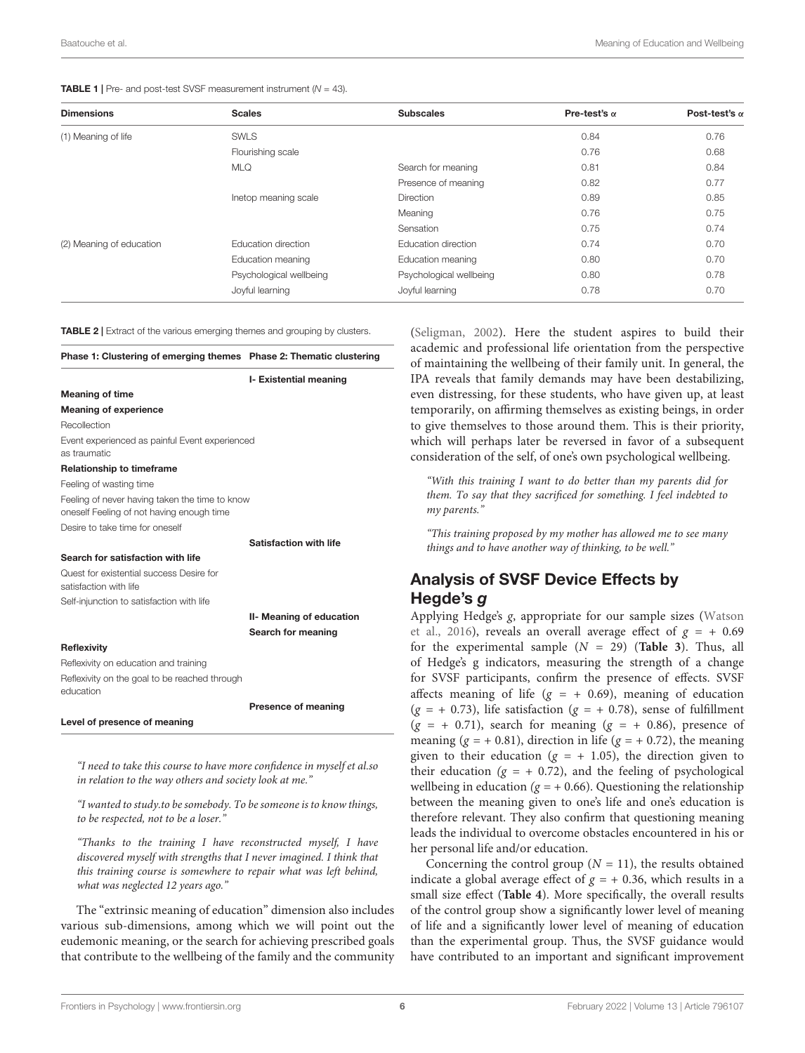**TABLE 1 |** Pre- and post-test SVSF measurement instrument (N = 43).

| Dimensions | Scales | Subscales | Pre-test's α | Post-test's α |
|---|---|---|---|---|
| (1) Meaning of life | SWLS | | 0.84 | 0.76 |
| | Flourishing scale | | 0.76 | 0.68 |
| | MLQ | Search for meaning | 0.81 | 0.84 |
| | | Presence of meaning | 0.82 | 0.77 |
| | Inetop meaning scale | Direction | 0.89 | 0.85 |
| | | Meaning | 0.76 | 0.75 |
| | | Sensation | 0.75 | 0.74 |
| (2) Meaning of education | Education direction | Education direction | 0.74 | 0.70 |
| | Education meaning | Education meaning | 0.80 | 0.70 |
| | Psychological wellbeing | Psychological wellbeing | 0.80 | 0.78 |
| | Joyful learning | Joyful learning | 0.78 | 0.70 |

**TABLE 2 |** Extract of the various emerging themes and grouping by clusters.

| Phase 1: Clustering of emerging themes | Phase 2: Thematic clustering |
|---|---|
| | **I- Existential meaning** |
| **Meaning of time** | |
| **Meaning of experience** | |
| Recollection | |
| Event experienced as painful Event experienced as traumatic | |
| **Relationship to timeframe** | |
| Feeling of wasting time | |
| Feeling of never having taken the time to know oneself Feeling of not having enough time | |
| Desire to take time for oneself | |
| | **Satisfaction with life** |
| **Search for satisfaction with life** | |
| Quest for existential success Desire for satisfaction with life | |
| Self-injunction to satisfaction with life | |
| | **II- Meaning of education** |
| | **Search for meaning** |
| **Reflexivity** | |
| Reflexivity on education and training | |
| Reflexivity on the goal to be reached through education | |
| | **Presence of meaning** |
| **Level of presence of meaning** | |

*"I need to take this course to have more confidence in myself et al.so in relation to the way others and society look at me."*

*"I wanted to study.to be somebody. To be someone is to know things, to be respected, not to be a loser."*

*"Thanks to the training I have reconstructed myself, I have discovered myself with strengths that I never imagined. I think that this training course is somewhere to repair what was left behind, what was neglected 12 years ago."*

The "extrinsic meaning of education" dimension also includes various sub-dimensions, among which we will point out the eudemonic meaning, or the search for achieving prescribed goals that contribute to the wellbeing of the family and the community (Seligman, 2002). Here the student aspires to build their academic and professional life orientation from the perspective of maintaining the wellbeing of their family unit. In general, the IPA reveals that family demands may have been destabilizing, even distressing, for these students, who have given up, at least temporarily, on affirming themselves as existing beings, in order to give themselves to those around them. This is their priority, which will perhaps later be reversed in favor of a subsequent consideration of the self, of one's own psychological wellbeing.

*"With this training I want to do better than my parents did for them. To say that they sacrificed for something. I feel indebted to my parents."*

*"This training proposed by my mother has allowed me to see many things and to have another way of thinking, to be well."*

## Analysis of SVSF Device Effects by Hegde's *g*

Applying Hedge's *g*, appropriate for our sample sizes (Watson et al., 2016), reveals an overall average effect of $g = +0.69$ for the experimental sample ($N = 29$) (**Table 3**). Thus, all of Hedge's g indicators, measuring the strength of a change for SVSF participants, confirm the presence of effects. SVSF affects meaning of life ($g = +0.69$), meaning of education ($g = +0.73$), life satisfaction ($g = +0.78$), sense of fulfillment ($g = +0.71$), search for meaning ($g = +0.86$), presence of meaning ($g = +0.81$), direction in life ($g = +0.72$), the meaning given to their education ($g = +1.05$), the direction given to their education ($g = +0.72$), and the feeling of psychological wellbeing in education ($g = +0.66$). Questioning the relationship between the meaning given to one's life and one's education is therefore relevant. They also confirm that questioning meaning leads the individual to overcome obstacles encountered in his or her personal life and/or education.

Concerning the control group ($N = 11$), the results obtained indicate a global average effect of $g = +0.36$, which results in a small size effect (**Table 4**). More specifically, the overall results of the control group show a significantly lower level of meaning of life and a significantly lower level of meaning of education than the experimental group. Thus, the SVSF guidance would have contributed to an important and significant improvement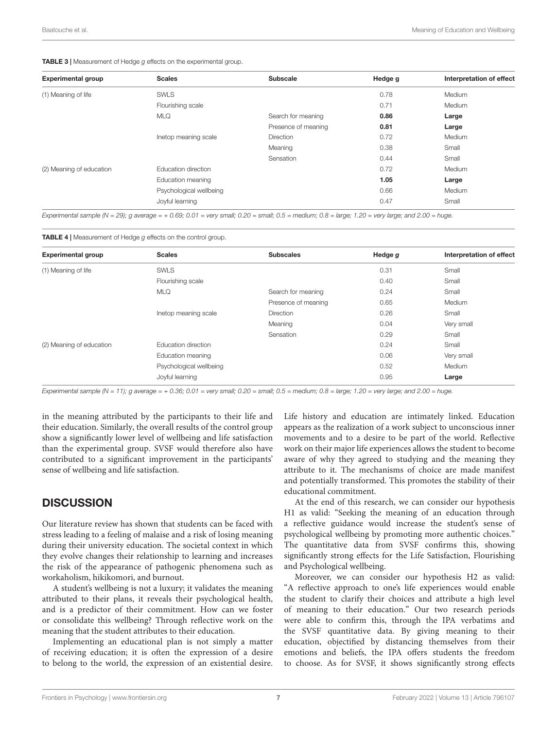**TABLE 3 |** Measurement of Hedge *g* effects on the experimental group.

| Experimental group | Scales | Subscale | Hedge g | Interpretation of effect |
|---|---|---|---|---|
| (1) Meaning of life | SWLS | | 0.78 | Medium |
| | Flourishing scale | | 0.71 | Medium |
| | MLQ | Search for meaning | **0.86** | **Large** |
| | | Presence of meaning | **0.81** | **Large** |
| | Inetop meaning scale | Direction | 0.72 | Medium |
| | | Meaning | 0.38 | Small |
| | | Sensation | 0.44 | Small |
| (2) Meaning of education | Education direction | | 0.72 | Medium |
| | Education meaning | | **1.05** | **Large** |
| | Psychological wellbeing | | 0.66 | Medium |
| | Joyful learning | | 0.47 | Small |

*Experimental sample (N = 29); g average = + 0.69; 0.01 = very small; 0.20 = small; 0.5 = medium; 0.8 = large; 1.20 = very large; and 2.00 = huge.*

**TABLE 4 |** Measurement of Hedge *g* effects on the control group.

| Experimental group | Scales | Subscales | Hedge *g* | Interpretation of effect |
|---|---|---|---|---|
| (1) Meaning of life | SWLS | | 0.31 | Small |
| | Flourishing scale | | 0.40 | Small |
| | MLQ | Search for meaning | 0.24 | Small |
| | | Presence of meaning | 0.65 | Medium |
| | Inetop meaning scale | Direction | 0.26 | Small |
| | | Meaning | 0.04 | Very small |
| | | Sensation | 0.29 | Small |
| (2) Meaning of education | Education direction | | 0.24 | Small |
| | Education meaning | | 0.06 | Very small |
| | Psychological wellbeing | | 0.52 | Medium |
| | Joyful learning | | 0.95 | **Large** |

*Experimental sample (N = 11); g average = + 0.36; 0.01 = very small; 0.20 = small; 0.5 = medium; 0.8 = large; 1.20 = very large; and 2.00 = huge.*

in the meaning attributed by the participants to their life and their education. Similarly, the overall results of the control group show a significantly lower level of wellbeing and life satisfaction than the experimental group. SVSF would therefore also have contributed to a significant improvement in the participants' sense of wellbeing and life satisfaction.

## DISCUSSION

Our literature review has shown that students can be faced with stress leading to a feeling of malaise and a risk of losing meaning during their university education. The societal context in which they evolve changes their relationship to learning and increases the risk of the appearance of pathogenic phenomena such as workaholism, hikikomori, and burnout.

A student's wellbeing is not a luxury; it validates the meaning attributed to their plans, it reveals their psychological health, and is a predictor of their commitment. How can we foster or consolidate this wellbeing? Through reflective work on the meaning that the student attributes to their education.

Implementing an educational plan is not simply a matter of receiving education; it is often the expression of a desire to belong to the world, the expression of an existential desire. Life history and education are intimately linked. Education appears as the realization of a work subject to unconscious inner movements and to a desire to be part of the world. Reflective work on their major life experiences allows the student to become aware of why they agreed to studying and the meaning they attribute to it. The mechanisms of choice are made manifest and potentially transformed. This promotes the stability of their educational commitment.

At the end of this research, we can consider our hypothesis H1 as valid: "Seeking the meaning of an education through a reflective guidance would increase the student's sense of psychological wellbeing by promoting more authentic choices." The quantitative data from SVSF confirms this, showing significantly strong effects for the Life Satisfaction, Flourishing and Psychological wellbeing.

Moreover, we can consider our hypothesis H2 as valid: "A reflective approach to one's life experiences would enable the student to clarify their choices and attribute a high level of meaning to their education." Our two research periods were able to confirm this, through the IPA verbatims and the SVSF quantitative data. By giving meaning to their education, objectified by distancing themselves from their emotions and beliefs, the IPA offers students the freedom to choose. As for SVSF, it shows significantly strong effects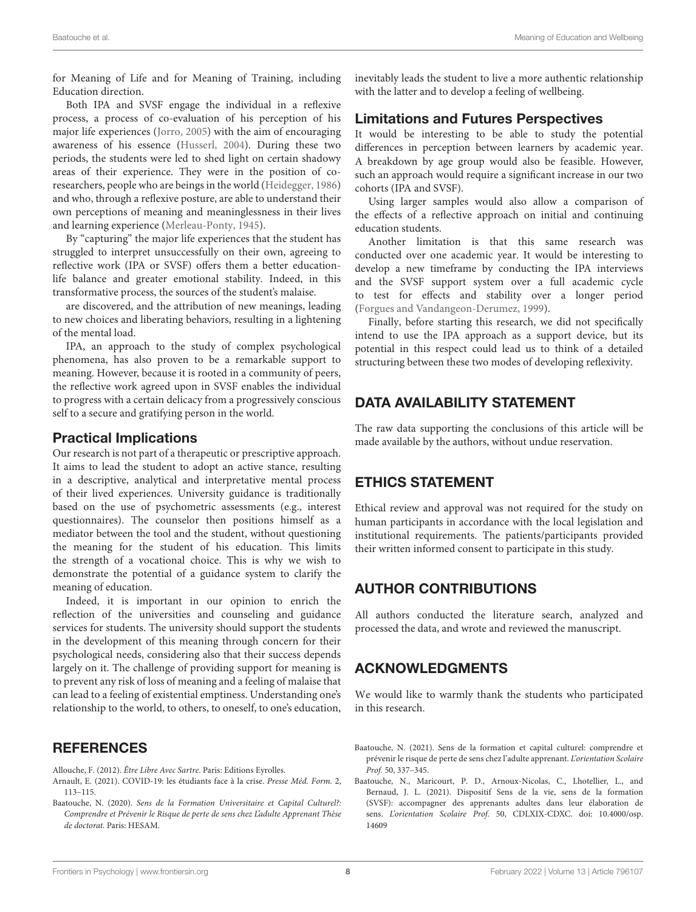for Meaning of Life and for Meaning of Training, including Education direction.

Both IPA and SVSF engage the individual in a reflexive process, a process of co-evaluation of his perception of his major life experiences (Jorro, 2005) with the aim of encouraging awareness of his essence (Husserl, 2004). During these two periods, the students were led to shed light on certain shadowy areas of their experience. They were in the position of co-researchers, people who are beings in the world (Heidegger, 1986) and who, through a reflexive posture, are able to understand their own perceptions of meaning and meaninglessness in their lives and learning experience (Merleau-Ponty, 1945).

By "capturing" the major life experiences that the student has struggled to interpret unsuccessfully on their own, agreeing to reflexive work (IPA or SVSF) offers them a better education-life balance and greater emotional stability. Indeed, in this transformative process, the sources of the student's malaise.

are discovered, and the attribution of new meanings, leading to new choices and liberating behaviors, resulting in a lightening of the mental load.

IPA, an approach to the study of complex psychological phenomena, has also proven to be a remarkable support to meaning. However, because it is rooted in a community of peers, the reflective work agreed upon in SVSF enables the individual to progress with a certain delicacy from a progressively conscious self to a secure and gratifying person in the world.

### Practical Implications

Our research is not part of a therapeutic or prescriptive approach. It aims to lead the student to adopt an active stance, resulting in a descriptive, analytical and interpretative mental process of their lived experiences. University guidance is traditionally based on the use of psychometric assessments (e.g., interest questionnaires). The counselor then positions himself as a mediator between the tool and the student, without questioning the meaning for the student of his education. This limits the strength of a vocational choice. This is why we wish to demonstrate the potential of a guidance system to clarify the meaning of education.

Indeed, it is important in our opinion to enrich the reflection of the universities and counseling and guidance services for students. The university should support the students in the development of this meaning through concern for their psychological needs, considering also that their success depends largely on it. The challenge of providing support for meaning is to prevent any risk of loss of meaning and a feeling of malaise that can lead to a feeling of existential emptiness. Understanding one's relationship to the world, to others, to oneself, to one's education, inevitably leads the student to live a more authentic relationship with the latter and to develop a feeling of wellbeing.

### Limitations and Futures Perspectives

It would be interesting to be able to study the potential differences in perception between learners by academic year. A breakdown by age group would also be feasible. However, such an approach would require a significant increase in our two cohorts (IPA and SVSF).

Using larger samples would also allow a comparison of the effects of a reflective approach on initial and continuing education students.

Another limitation is that this same research was conducted over one academic year. It would be interesting to develop a new timeframe by conducting the IPA interviews and the SVSF support system over a full academic cycle to test for effects and stability over a longer period (Forgues and Vandangeon-Derumez, 1999).

Finally, before starting this research, we did not specifically intend to use the IPA approach as a support device, but its potential in this respect could lead us to think of a detailed structuring between these two modes of developing reflexivity.

## DATA AVAILABILITY STATEMENT

The raw data supporting the conclusions of this article will be made available by the authors, without undue reservation.

## ETHICS STATEMENT

Ethical review and approval was not required for the study on human participants in accordance with the local legislation and institutional requirements. The patients/participants provided their written informed consent to participate in this study.

## AUTHOR CONTRIBUTIONS

All authors conducted the literature search, analyzed and processed the data, and wrote and reviewed the manuscript.

## ACKNOWLEDGMENTS

We would like to warmly thank the students who participated in this research.

## REFERENCES

Allouche, F. (2012). *Être Libre Avec Sartre*. Paris: Editions Eyrolles.

Arnault, E. (2021). COVID-19: les étudiants face à la crise. *Presse Méd. Form.* 2, 113–115.

Baatouche, N. (2020). *Sens de la Formation Universitaire et Capital Culturel?: Comprendre et Prévenir le Risque de perte de sens chez L'adulte Apprenant Thèse de doctorat*. Paris: HESAM.

Baatouche, N. (2021). Sens de la formation et capital culturel: comprendre et prévenir le risque de perte de sens chez l'adulte apprenant. *L'orientation Scolaire Prof.* 50, 337–345.

Baatouche, N., Maricourt, P. D., Arnoux-Nicolas, C., Lhotellier, L., and Bernaud, J. L. (2021). Dispositif Sens de la vie, sens de la formation (SVSF): accompagner des apprenants adultes dans leur élaboration de sens. *L'orientation Scolaire Prof.* 50, CDLXIX-CDXC. doi: 10.4000/osp.14609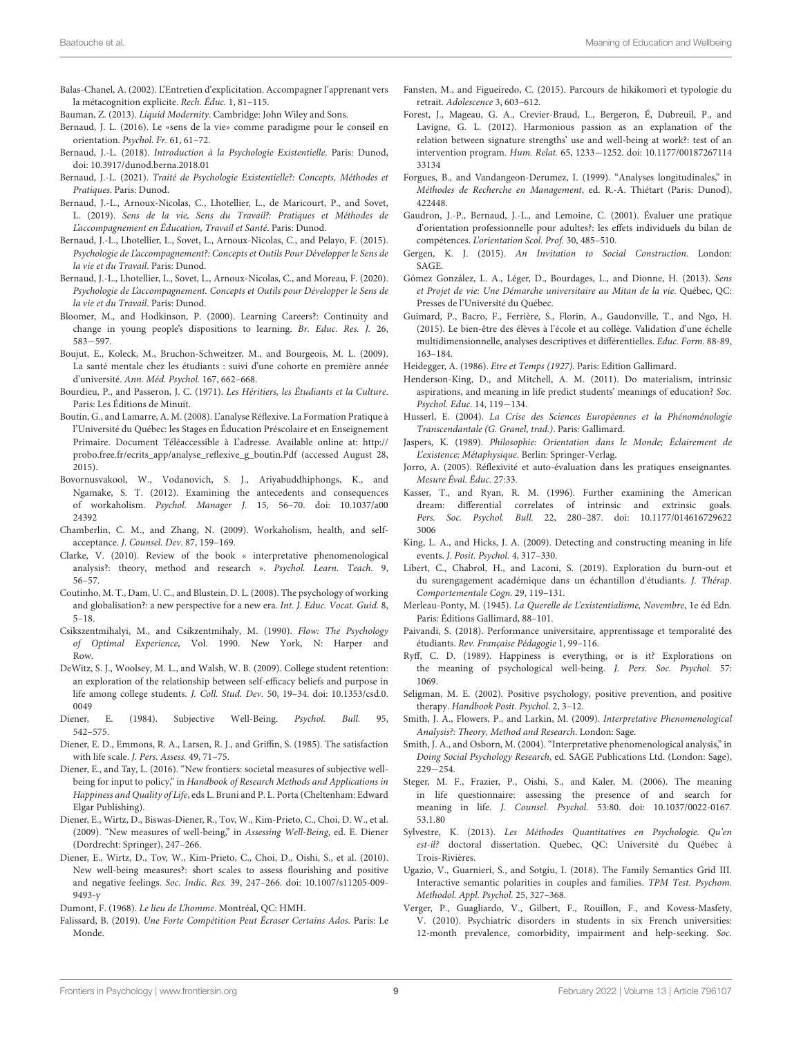Balas-Chanel, A. (2002). L'Entretien d'explicitation. Accompagner l'apprenant vers la métacognition explicite. *Rech. Éduc.* 1, 81–115.

Bauman, Z. (2013). *Liquid Modernity*. Cambridge: John Wiley and Sons.

Bernaud, J. L. (2016). Le «sens de la vie» comme paradigme pour le conseil en orientation. *Psychol. Fr.* 61, 61–72.

Bernaud, J.-L. (2018). *Introduction à la Psychologie Existentielle*. Paris: Dunod, doi: 10.3917/dunod.berna.2018.01

Bernaud, J.-L. (2021). *Traité de Psychologie Existentielle?: Concepts, Méthodes et Pratiques*. Paris: Dunod.

Bernaud, J.-L., Arnoux-Nicolas, C., Lhotellier, L., de Maricourt, P., and Sovet, L. (2019). *Sens de la vie, Sens du Travail?: Pratiques et Méthodes de L'accompagnement en Éducation, Travail et Santé*. Paris: Dunod.

Bernaud, J.-L., Lhotellier, L., Sovet, L., Arnoux-Nicolas, C., and Pelayo, F. (2015). *Psychologie de L'accompagnement?: Concepts et Outils Pour Développer le Sens de la vie et du Travail*. Paris: Dunod.

Bernaud, J.-L., Lhotellier, L., Sovet, L., Arnoux-Nicolas, C., and Moreau, F. (2020). *Psychologie de L'accompagnement. Concepts et Outils pour Développer le Sens de la vie et du Travail*. Paris: Dunod.

Bloomer, M., and Hodkinson, P. (2000). Learning Careers?: Continuity and change in young people's dispositions to learning. *Br. Educ. Res. J.* 26, 583−597.

Boujut, E., Koleck, M., Bruchon-Schweitzer, M., and Bourgeois, M. L. (2009). La santé mentale chez les étudiants : suivi d'une cohorte en première année d'université. *Ann. Méd. Psychol.* 167, 662–668.

Bourdieu, P., and Passeron, J. C. (1971). *Les Héritiers, les Étudiants et la Culture*. Paris: Les Éditions de Minuit.

Boutin, G., and Lamarre, A. M. (2008). L'analyse Réflexive. La Formation Pratique à l'Université du Québec: les Stages en Éducation Préscolaire et en Enseignement Primaire. Document Téléaccessible à L'adresse. Available online at: http://probo.free.fr/ecrits_app/analyse_reflexive_g_boutin.Pdf (accessed August 28, 2015).

Bovornusvakool, W., Vodanovich, S. J., Ariyabuddhiphongs, K., and Ngamake, S. T. (2012). Examining the antecedents and consequences of workaholism. *Psychol. Manager J.* 15, 56–70. doi: 10.1037/a0024392

Chamberlin, C. M., and Zhang, N. (2009). Workaholism, health, and self-acceptance. *J. Counsel. Dev.* 87, 159–169.

Clarke, V. (2010). Review of the book « interpretative phenomenological analysis?: theory, method and research ». *Psychol. Learn. Teach.* 9, 56–57.

Coutinho, M. T., Dam, U. C., and Blustein, D. L. (2008). The psychology of working and globalisation?: a new perspective for a new era. *Int. J. Educ. Vocat. Guid.* 8, 5–18.

Csikszentmihalyi, M., and Csikzentmihaly, M. (1990). *Flow: The Psychology of Optimal Experience*, Vol. 1990. New York, N: Harper and Row.

DeWitz, S. J., Woolsey, M. L., and Walsh, W. B. (2009). College student retention: an exploration of the relationship between self-efficacy beliefs and purpose in life among college students. *J. Coll. Stud. Dev.* 50, 19–34. doi: 10.1353/csd.0.0049

Diener, E. (1984). Subjective Well-Being. *Psychol. Bull.* 95, 542–575.

Diener, E. D., Emmons, R. A., Larsen, R. J., and Griffin, S. (1985). The satisfaction with life scale. *J. Pers. Assess.* 49, 71–75.

Diener, E., and Tay, L. (2016). "New frontiers: societal measures of subjective well-being for input to policy," in *Handbook of Research Methods and Applications in Happiness and Quality of Life*, eds L. Bruni and P. L. Porta (Cheltenham: Edward Elgar Publishing).

Diener, E., Wirtz, D., Biswas-Diener, R., Tov, W., Kim-Prieto, C., Choi, D. W., et al. (2009). "New measures of well-being," in *Assessing Well-Being*, ed. E. Diener (Dordrecht: Springer), 247–266.

Diener, E., Wirtz, D., Tov, W., Kim-Prieto, C., Choi, D., Oishi, S., et al. (2010). New well-being measures?: short scales to assess flourishing and positive and negative feelings. *Soc. Indic. Res.* 39, 247–266. doi: 10.1007/s11205-009-9493-y

Dumont, F. (1968). *Le lieu de L'homme*. Montréal, QC: HMH.

Falissard, B. (2019). *Une Forte Compétition Peut Écraser Certains Ados*. Paris: Le Monde.

Fansten, M., and Figueiredo, C. (2015). Parcours de hikikomori et typologie du retrait. *Adolescence* 3, 603–612.

Forest, J., Mageau, G. A., Crevier-Braud, L., Bergeron, É, Dubreuil, P., and Lavigne, G. L. (2012). Harmonious passion as an explanation of the relation between signature strengths' use and well-being at work?: test of an intervention program. *Hum. Relat.* 65, 1233−1252. doi: 10.1177/0018726711433134

Forgues, B., and Vandangeon-Derumez, I. (1999). "Analyses longitudinales," in *Méthodes de Recherche en Management*, ed. R.-A. Thiétart (Paris: Dunod), 422448.

Gaudron, J.-P., Bernaud, J.-L., and Lemoine, C. (2001). Évaluer une pratique d'orientation professionnelle pour adultes?: les effets individuels du bilan de compétences. *L'orientation Scol. Prof.* 30, 485–510.

Gergen, K. J. (2015). *An Invitation to Social Construction*. London: SAGE.

Gómez González, L. A., Léger, D., Bourdages, L., and Dionne, H. (2013). *Sens et Projet de vie: Une Démarche universitaire au Mitan de la vie*. Québec, QC: Presses de l'Université du Québec.

Guimard, P., Bacro, F., Ferrière, S., Florin, A., Gaudonville, T., and Ngo, H. (2015). Le bien-être des élèves à l'école et au collège. Validation d'une échelle multidimensionnelle, analyses descriptives et différentielles. *Educ. Form.* 88-89, 163–184.

Heidegger, A. (1986). *Etre et Temps (1927)*. Paris: Edition Gallimard.

Henderson-King, D., and Mitchell, A. M. (2011). Do materialism, intrinsic aspirations, and meaning in life predict students' meanings of education? *Soc. Psychol. Educ.* 14, 119−134.

Husserl, E. (2004). *La Crise des Sciences Européennes et la Phénoménologie Transcendantale (G. Granel, trad.)*. Paris: Gallimard.

Jaspers, K. (1989). *Philosophie: Orientation dans le Monde; Éclairement de L'existence; Métaphysique*. Berlin: Springer-Verlag.

Jorro, A. (2005). Réflexivité et auto-évaluation dans les pratiques enseignantes. *Mesure Éval. Éduc.* 27:33.

Kasser, T., and Ryan, R. M. (1996). Further examining the American dream: differential correlates of intrinsic and extrinsic goals. *Pers. Soc. Psychol. Bull.* 22, 280–287. doi: 10.1177/0146167296223006

King, L. A., and Hicks, J. A. (2009). Detecting and constructing meaning in life events. *J. Posit. Psychol.* 4, 317–330.

Libert, C., Chabrol, H., and Laconi, S. (2019). Exploration du burn-out et du surengagement académique dans un échantillon d'étudiants. *J. Thérap. Comportementale Cogn.* 29, 119–131.

Merleau-Ponty, M. (1945). *La Querelle de L'existentialisme, Novembre*, 1e éd Edn. Paris: Éditions Gallimard, 88–101.

Paivandi, S. (2018). Performance universitaire, apprentissage et temporalité des étudiants. *Rev. Française Pédagogie* 1, 99–116.

Ryff, C. D. (1989). Happiness is everything, or is it? Explorations on the meaning of psychological well-being. *J. Pers. Soc. Psychol.* 57: 1069.

Seligman, M. E. (2002). Positive psychology, positive prevention, and positive therapy. *Handbook Posit. Psychol.* 2, 3–12.

Smith, J. A., Flowers, P., and Larkin, M. (2009). *Interpretative Phenomenological Analysis?: Theory, Method and Research*. London: Sage.

Smith, J. A., and Osborn, M. (2004). "Interpretative phenomenological analysis," in *Doing Social Psychology Research*, ed. SAGE Publications Ltd. (London: Sage), 229−254.

Steger, M. F., Frazier, P., Oishi, S., and Kaler, M. (2006). The meaning in life questionnaire: assessing the presence of and search for meaning in life. *J. Counsel. Psychol.* 53:80. doi: 10.1037/0022-0167.53.1.80

Sylvestre, K. (2013). *Les Méthodes Quantitatives en Psychologie. Qu'en est-il?* doctoral dissertation. Quebec, QC: Université du Québec à Trois-Rivières.

Ugazio, V., Guarnieri, S., and Sotgiu, I. (2018). The Family Semantics Grid III. Interactive semantic polarities in couples and families. *TPM Test. Psychom. Methodol. Appl. Psychol.* 25, 327–368.

Verger, P., Guagliardo, V., Gilbert, F., Rouillon, F., and Kovess-Masfety, V. (2010). Psychiatric disorders in students in six French universities: 12-month prevalence, comorbidity, impairment and help-seeking. *Soc.*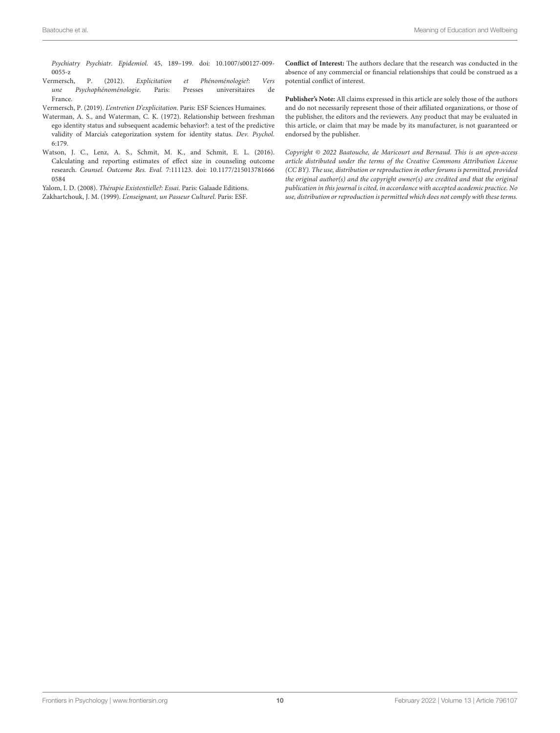*Psychiatry Psychiatr. Epidemiol.* 45, 189–199. doi: 10.1007/s00127-009-0055-z

Vermersch, P. (2012). *Explicitation et Phénoménologie?: Vers une Psychophénoménologie*. Paris: Presses universitaires de France.

Vermersch, P. (2019). *L'entretien D'explicitation*. Paris: ESF Sciences Humaines.

Waterman, A. S., and Waterman, C. K. (1972). Relationship between freshman ego identity status and subsequent academic behavior?: a test of the predictive validity of Marcia's categorization system for identity status. *Dev. Psychol.* 6:179.

Watson, J. C., Lenz, A. S., Schmit, M. K., and Schmit, E. L. (2016). Calculating and reporting estimates of effect size in counseling outcome research. *Counsel. Outcome Res. Eval.* 7:111123. doi: 10.1177/2150137816660584

Yalom, I. D. (2008). *Thérapie Existentielle?: Essai*. Paris: Galaade Editions.

Zakhartchouk, J. M. (1999). *L'enseignant, un Passeur Culturel*. Paris: ESF.

**Conflict of Interest:** The authors declare that the research was conducted in the absence of any commercial or financial relationships that could be construed as a potential conflict of interest.

**Publisher's Note:** All claims expressed in this article are solely those of the authors and do not necessarily represent those of their affiliated organizations, or those of the publisher, the editors and the reviewers. Any product that may be evaluated in this article, or claim that may be made by its manufacturer, is not guaranteed or endorsed by the publisher.

*Copyright © 2022 Baatouche, de Maricourt and Bernaud. This is an open-access article distributed under the terms of the Creative Commons Attribution License (CC BY). The use, distribution or reproduction in other forums is permitted, provided the original author(s) and the copyright owner(s) are credited and that the original publication in this journal is cited, in accordance with accepted academic practice. No use, distribution or reproduction is permitted which does not comply with these terms.*